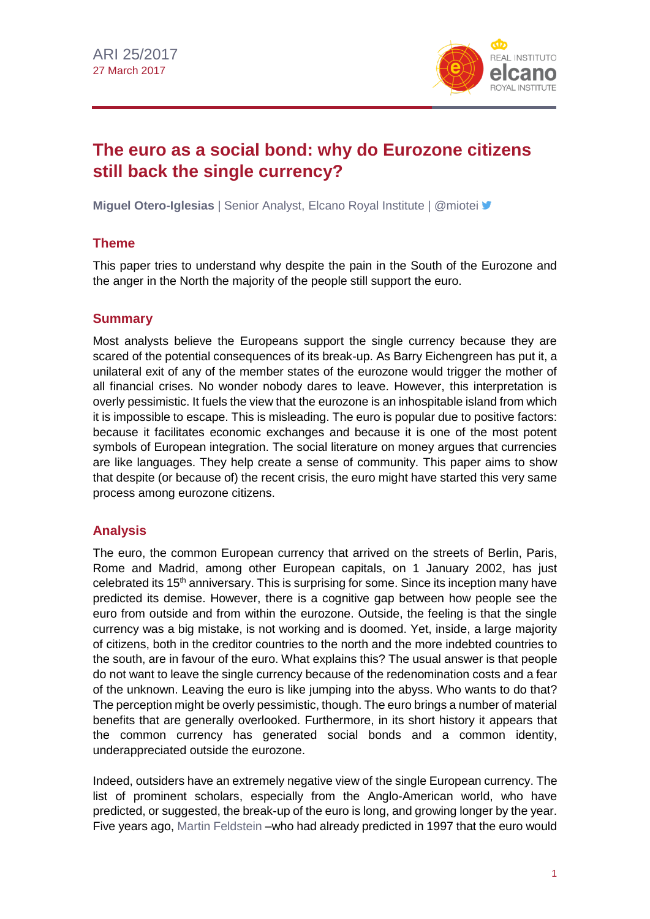ARI 25/2017
27 March 2017

# The euro as a social bond: why do Eurozone citizens still back the single currency?

**Miguel Otero-Iglesias** | Senior Analyst, Elcano Royal Institute | @miotei

## Theme

This paper tries to understand why despite the pain in the South of the Eurozone and the anger in the North the majority of the people still support the euro.

## Summary

Most analysts believe the Europeans support the single currency because they are scared of the potential consequences of its break-up. As Barry Eichengreen has put it, a unilateral exit of any of the member states of the eurozone would trigger the mother of all financial crises. No wonder nobody dares to leave. However, this interpretation is overly pessimistic. It fuels the view that the eurozone is an inhospitable island from which it is impossible to escape. This is misleading. The euro is popular due to positive factors: because it facilitates economic exchanges and because it is one of the most potent symbols of European integration. The social literature on money argues that currencies are like languages. They help create a sense of community. This paper aims to show that despite (or because of) the recent crisis, the euro might have started this very same process among eurozone citizens.

## Analysis

The euro, the common European currency that arrived on the streets of Berlin, Paris, Rome and Madrid, among other European capitals, on 1 January 2002, has just celebrated its 15th anniversary. This is surprising for some. Since its inception many have predicted its demise. However, there is a cognitive gap between how people see the euro from outside and from within the eurozone. Outside, the feeling is that the single currency was a big mistake, is not working and is doomed. Yet, inside, a large majority of citizens, both in the creditor countries to the north and the more indebted countries to the south, are in favour of the euro. What explains this? The usual answer is that people do not want to leave the single currency because of the redenomination costs and a fear of the unknown. Leaving the euro is like jumping into the abyss. Who wants to do that? The perception might be overly pessimistic, though. The euro brings a number of material benefits that are generally overlooked. Furthermore, in its short history it appears that the common currency has generated social bonds and a common identity, underappreciated outside the eurozone.

Indeed, outsiders have an extremely negative view of the single European currency. The list of prominent scholars, especially from the Anglo-American world, who have predicted, or suggested, the break-up of the euro is long, and growing longer by the year. Five years ago, Martin Feldstein –who had already predicted in 1997 that the euro would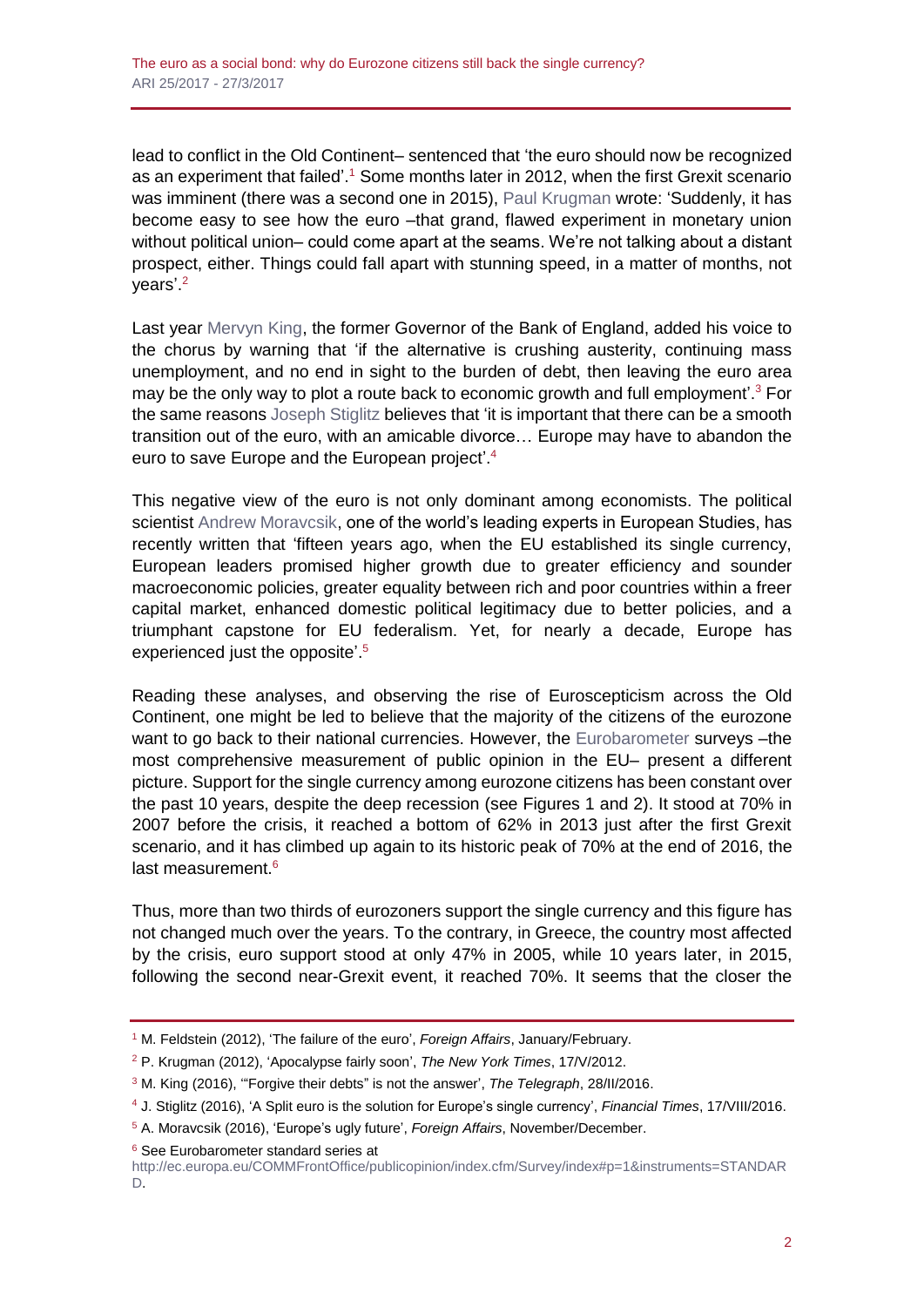lead to conflict in the Old Continent– sentenced that 'the euro should now be recognized as an experiment that failed'.[1] Some months later in 2012, when the first Grexit scenario was imminent (there was a second one in 2015), Paul Krugman wrote: 'Suddenly, it has become easy to see how the euro –that grand, flawed experiment in monetary union without political union– could come apart at the seams. We're not talking about a distant prospect, either. Things could fall apart with stunning speed, in a matter of months, not years'.[2]

Last year Mervyn King, the former Governor of the Bank of England, added his voice to the chorus by warning that 'if the alternative is crushing austerity, continuing mass unemployment, and no end in sight to the burden of debt, then leaving the euro area may be the only way to plot a route back to economic growth and full employment'.[3] For the same reasons Joseph Stiglitz believes that 'it is important that there can be a smooth transition out of the euro, with an amicable divorce… Europe may have to abandon the euro to save Europe and the European project'.[4]

This negative view of the euro is not only dominant among economists. The political scientist Andrew Moravcsik, one of the world's leading experts in European Studies, has recently written that 'fifteen years ago, when the EU established its single currency, European leaders promised higher growth due to greater efficiency and sounder macroeconomic policies, greater equality between rich and poor countries within a freer capital market, enhanced domestic political legitimacy due to better policies, and a triumphant capstone for EU federalism. Yet, for nearly a decade, Europe has experienced just the opposite'.[5]

Reading these analyses, and observing the rise of Euroscepticism across the Old Continent, one might be led to believe that the majority of the citizens of the eurozone want to go back to their national currencies. However, the Eurobarometer surveys –the most comprehensive measurement of public opinion in the EU– present a different picture. Support for the single currency among eurozone citizens has been constant over the past 10 years, despite the deep recession (see Figures 1 and 2). It stood at 70% in 2007 before the crisis, it reached a bottom of 62% in 2013 just after the first Grexit scenario, and it has climbed up again to its historic peak of 70% at the end of 2016, the last measurement.[6]

Thus, more than two thirds of eurozoners support the single currency and this figure has not changed much over the years. To the contrary, in Greece, the country most affected by the crisis, euro support stood at only 47% in 2005, while 10 years later, in 2015, following the second near-Grexit event, it reached 70%. It seems that the closer the

---

[1] M. Feldstein (2012), 'The failure of the euro', *Foreign Affairs*, January/February.

[2] P. Krugman (2012), 'Apocalypse fairly soon', *The New York Times*, 17/V/2012.

[3] M. King (2016), '"Forgive their debts" is not the answer', *The Telegraph*, 28/II/2016.

[4] J. Stiglitz (2016), 'A Split euro is the solution for Europe's single currency', *Financial Times*, 17/VIII/2016.

[5] A. Moravcsik (2016), 'Europe's ugly future', *Foreign Affairs*, November/December.

[6] See Eurobarometer standard series at http://ec.europa.eu/COMMFrontOffice/publicopinion/index.cfm/Survey/index#p=1&instruments=STANDARD.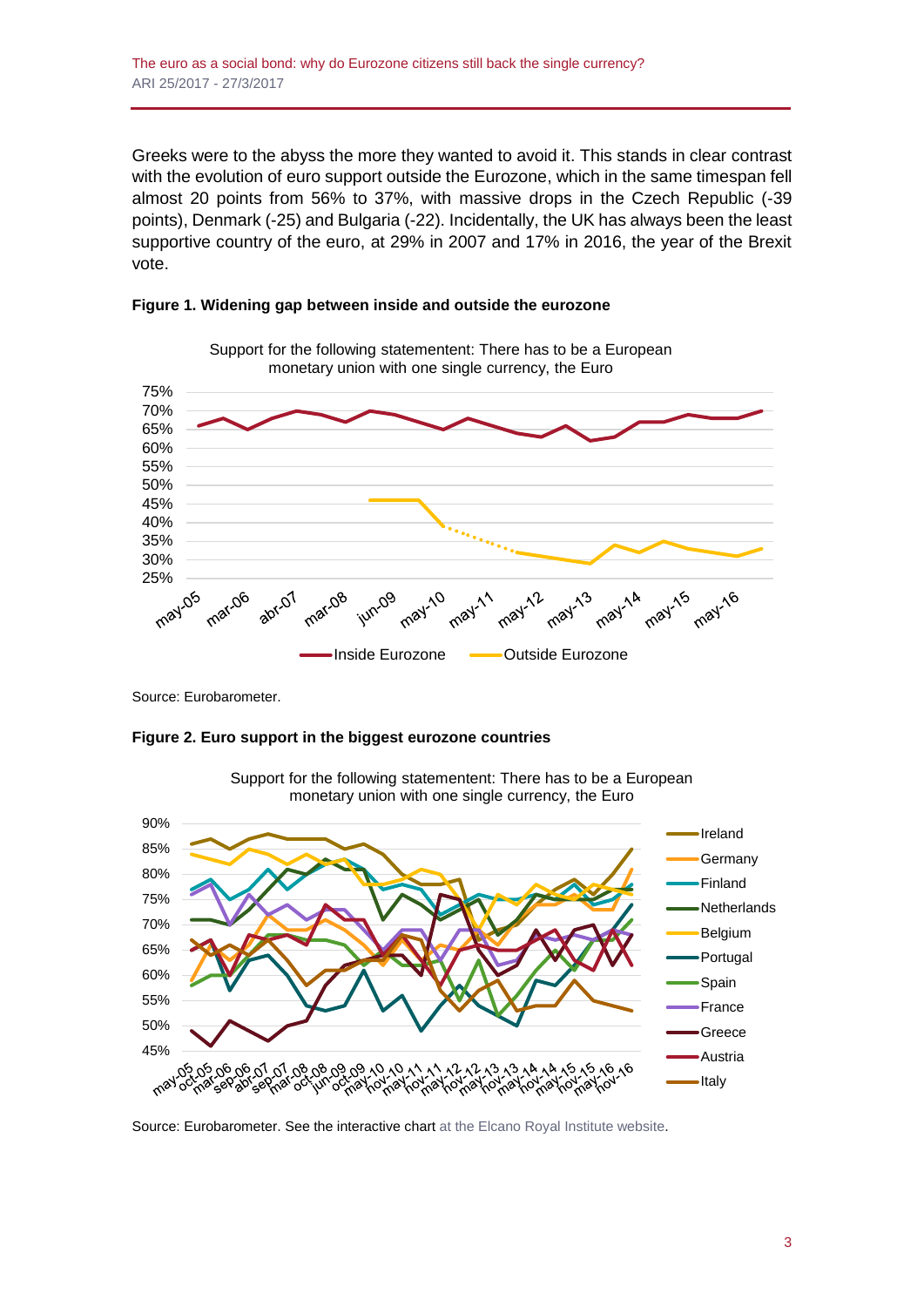Greeks were to the abyss the more they wanted to avoid it. This stands in clear contrast with the evolution of euro support outside the Eurozone, which in the same timespan fell almost 20 points from 56% to 37%, with massive drops in the Czech Republic (-39 points), Denmark (-25) and Bulgaria (-22). Incidentally, the UK has always been the least supportive country of the euro, at 29% in 2007 and 17% in 2016, the year of the Brexit vote.

**Figure 1. Widening gap between inside and outside the eurozone**

Source: Eurobarometer.

**Figure 2. Euro support in the biggest eurozone countries**

Source: Eurobarometer. See the interactive chart at the Elcano Royal Institute website.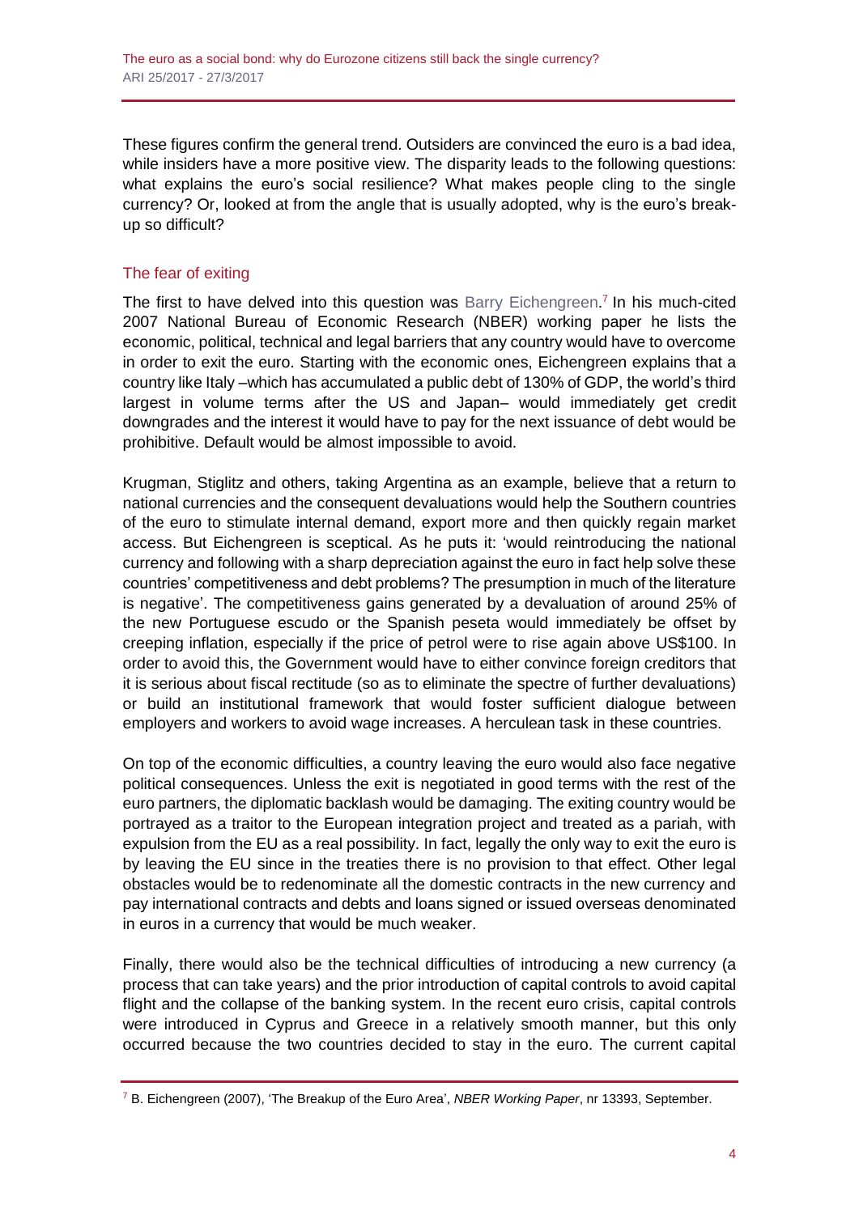These figures confirm the general trend. Outsiders are convinced the euro is a bad idea, while insiders have a more positive view. The disparity leads to the following questions: what explains the euro's social resilience? What makes people cling to the single currency? Or, looked at from the angle that is usually adopted, why is the euro's break-up so difficult?

## The fear of exiting

The first to have delved into this question was Barry Eichengreen.[7] In his much-cited 2007 National Bureau of Economic Research (NBER) working paper he lists the economic, political, technical and legal barriers that any country would have to overcome in order to exit the euro. Starting with the economic ones, Eichengreen explains that a country like Italy –which has accumulated a public debt of 130% of GDP, the world's third largest in volume terms after the US and Japan– would immediately get credit downgrades and the interest it would have to pay for the next issuance of debt would be prohibitive. Default would be almost impossible to avoid.

Krugman, Stiglitz and others, taking Argentina as an example, believe that a return to national currencies and the consequent devaluations would help the Southern countries of the euro to stimulate internal demand, export more and then quickly regain market access. But Eichengreen is sceptical. As he puts it: 'would reintroducing the national currency and following with a sharp depreciation against the euro in fact help solve these countries' competitiveness and debt problems? The presumption in much of the literature is negative'. The competitiveness gains generated by a devaluation of around 25% of the new Portuguese escudo or the Spanish peseta would immediately be offset by creeping inflation, especially if the price of petrol were to rise again above US$100. In order to avoid this, the Government would have to either convince foreign creditors that it is serious about fiscal rectitude (so as to eliminate the spectre of further devaluations) or build an institutional framework that would foster sufficient dialogue between employers and workers to avoid wage increases. A herculean task in these countries.

On top of the economic difficulties, a country leaving the euro would also face negative political consequences. Unless the exit is negotiated in good terms with the rest of the euro partners, the diplomatic backlash would be damaging. The exiting country would be portrayed as a traitor to the European integration project and treated as a pariah, with expulsion from the EU as a real possibility. In fact, legally the only way to exit the euro is by leaving the EU since in the treaties there is no provision to that effect. Other legal obstacles would be to redenominate all the domestic contracts in the new currency and pay international contracts and debts and loans signed or issued overseas denominated in euros in a currency that would be much weaker.

Finally, there would also be the technical difficulties of introducing a new currency (a process that can take years) and the prior introduction of capital controls to avoid capital flight and the collapse of the banking system. In the recent euro crisis, capital controls were introduced in Cyprus and Greece in a relatively smooth manner, but this only occurred because the two countries decided to stay in the euro. The current capital

---

[7] B. Eichengreen (2007), 'The Breakup of the Euro Area', *NBER Working Paper*, nr 13393, September.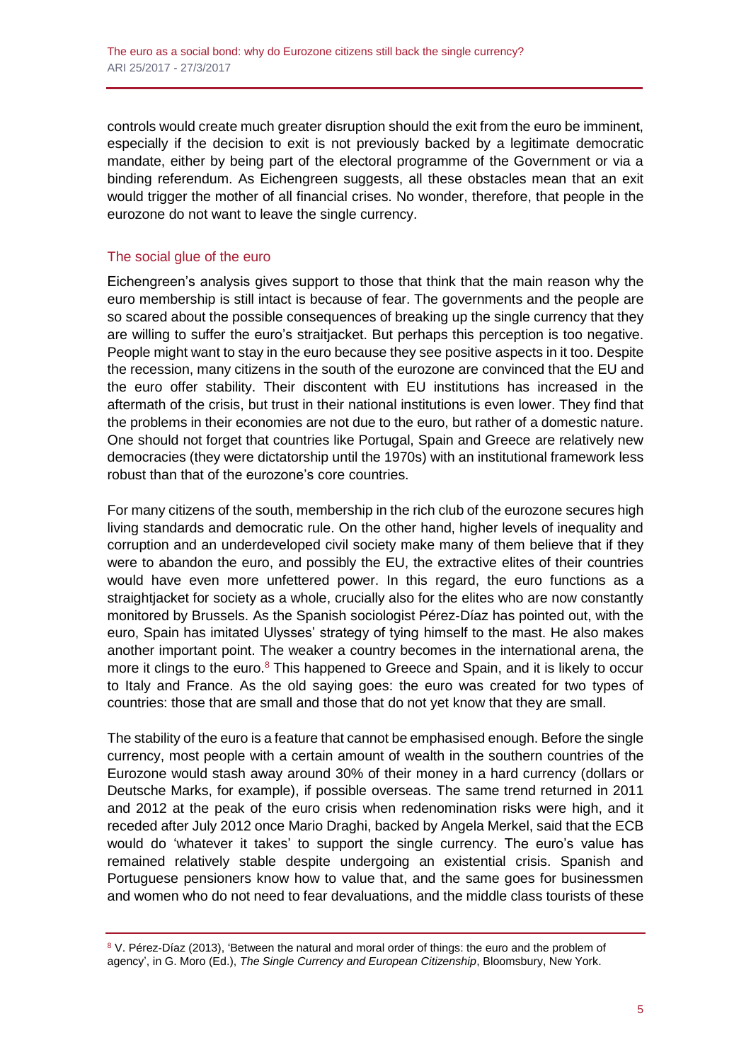controls would create much greater disruption should the exit from the euro be imminent, especially if the decision to exit is not previously backed by a legitimate democratic mandate, either by being part of the electoral programme of the Government or via a binding referendum. As Eichengreen suggests, all these obstacles mean that an exit would trigger the mother of all financial crises. No wonder, therefore, that people in the eurozone do not want to leave the single currency.

## The social glue of the euro

Eichengreen's analysis gives support to those that think that the main reason why the euro membership is still intact is because of fear. The governments and the people are so scared about the possible consequences of breaking up the single currency that they are willing to suffer the euro's straitjacket. But perhaps this perception is too negative. People might want to stay in the euro because they see positive aspects in it too. Despite the recession, many citizens in the south of the eurozone are convinced that the EU and the euro offer stability. Their discontent with EU institutions has increased in the aftermath of the crisis, but trust in their national institutions is even lower. They find that the problems in their economies are not due to the euro, but rather of a domestic nature. One should not forget that countries like Portugal, Spain and Greece are relatively new democracies (they were dictatorship until the 1970s) with an institutional framework less robust than that of the eurozone's core countries.

For many citizens of the south, membership in the rich club of the eurozone secures high living standards and democratic rule. On the other hand, higher levels of inequality and corruption and an underdeveloped civil society make many of them believe that if they were to abandon the euro, and possibly the EU, the extractive elites of their countries would have even more unfettered power. In this regard, the euro functions as a straightjacket for society as a whole, crucially also for the elites who are now constantly monitored by Brussels. As the Spanish sociologist Pérez-Díaz has pointed out, with the euro, Spain has imitated Ulysses' strategy of tying himself to the mast. He also makes another important point. The weaker a country becomes in the international arena, the more it clings to the euro.[8] This happened to Greece and Spain, and it is likely to occur to Italy and France. As the old saying goes: the euro was created for two types of countries: those that are small and those that do not yet know that they are small.

The stability of the euro is a feature that cannot be emphasised enough. Before the single currency, most people with a certain amount of wealth in the southern countries of the Eurozone would stash away around 30% of their money in a hard currency (dollars or Deutsche Marks, for example), if possible overseas. The same trend returned in 2011 and 2012 at the peak of the euro crisis when redenomination risks were high, and it receded after July 2012 once Mario Draghi, backed by Angela Merkel, said that the ECB would do 'whatever it takes' to support the single currency. The euro's value has remained relatively stable despite undergoing an existential crisis. Spanish and Portuguese pensioners know how to value that, and the same goes for businessmen and women who do not need to fear devaluations, and the middle class tourists of these

---

[8] V. Pérez-Díaz (2013), 'Between the natural and moral order of things: the euro and the problem of agency', in G. Moro (Ed.), *The Single Currency and European Citizenship*, Bloomsbury, New York.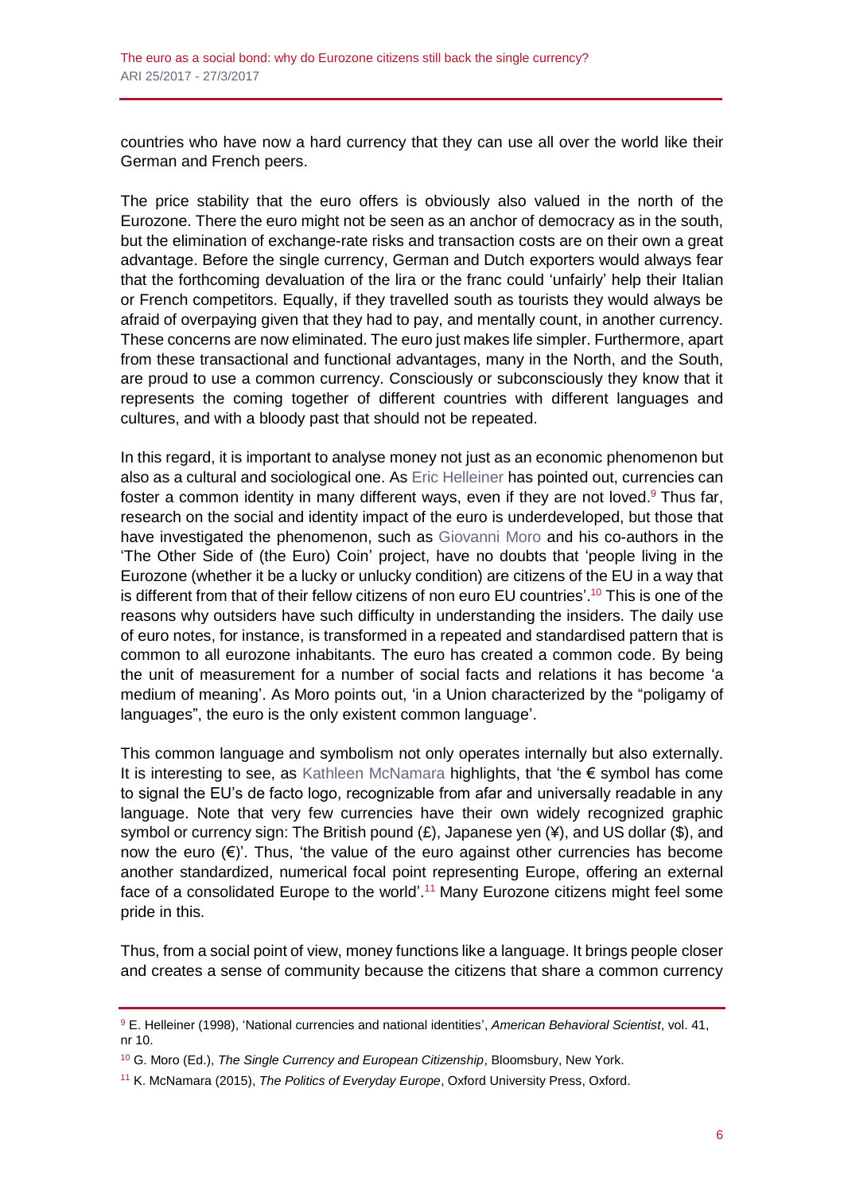countries who have now a hard currency that they can use all over the world like their German and French peers.

The price stability that the euro offers is obviously also valued in the north of the Eurozone. There the euro might not be seen as an anchor of democracy as in the south, but the elimination of exchange-rate risks and transaction costs are on their own a great advantage. Before the single currency, German and Dutch exporters would always fear that the forthcoming devaluation of the lira or the franc could 'unfairly' help their Italian or French competitors. Equally, if they travelled south as tourists they would always be afraid of overpaying given that they had to pay, and mentally count, in another currency. These concerns are now eliminated. The euro just makes life simpler. Furthermore, apart from these transactional and functional advantages, many in the North, and the South, are proud to use a common currency. Consciously or subconsciously they know that it represents the coming together of different countries with different languages and cultures, and with a bloody past that should not be repeated.

In this regard, it is important to analyse money not just as an economic phenomenon but also as a cultural and sociological one. As Eric Helleiner has pointed out, currencies can foster a common identity in many different ways, even if they are not loved.[9] Thus far, research on the social and identity impact of the euro is underdeveloped, but those that have investigated the phenomenon, such as Giovanni Moro and his co-authors in the 'The Other Side of (the Euro) Coin' project, have no doubts that 'people living in the Eurozone (whether it be a lucky or unlucky condition) are citizens of the EU in a way that is different from that of their fellow citizens of non euro EU countries'.[10] This is one of the reasons why outsiders have such difficulty in understanding the insiders. The daily use of euro notes, for instance, is transformed in a repeated and standardised pattern that is common to all eurozone inhabitants. The euro has created a common code. By being the unit of measurement for a number of social facts and relations it has become 'a medium of meaning'. As Moro points out, 'in a Union characterized by the "poligamy of languages", the euro is the only existent common language'.

This common language and symbolism not only operates internally but also externally. It is interesting to see, as Kathleen McNamara highlights, that 'the € symbol has come to signal the EU's de facto logo, recognizable from afar and universally readable in any language. Note that very few currencies have their own widely recognized graphic symbol or currency sign: The British pound (£), Japanese yen (¥), and US dollar ($), and now the euro (€)'. Thus, 'the value of the euro against other currencies has become another standardized, numerical focal point representing Europe, offering an external face of a consolidated Europe to the world'.[11] Many Eurozone citizens might feel some pride in this.

Thus, from a social point of view, money functions like a language. It brings people closer and creates a sense of community because the citizens that share a common currency

---

[9] E. Helleiner (1998), 'National currencies and national identities', *American Behavioral Scientist*, vol. 41, nr 10.

[10] G. Moro (Ed.), *The Single Currency and European Citizenship*, Bloomsbury, New York.

[11] K. McNamara (2015), *The Politics of Everyday Europe*, Oxford University Press, Oxford.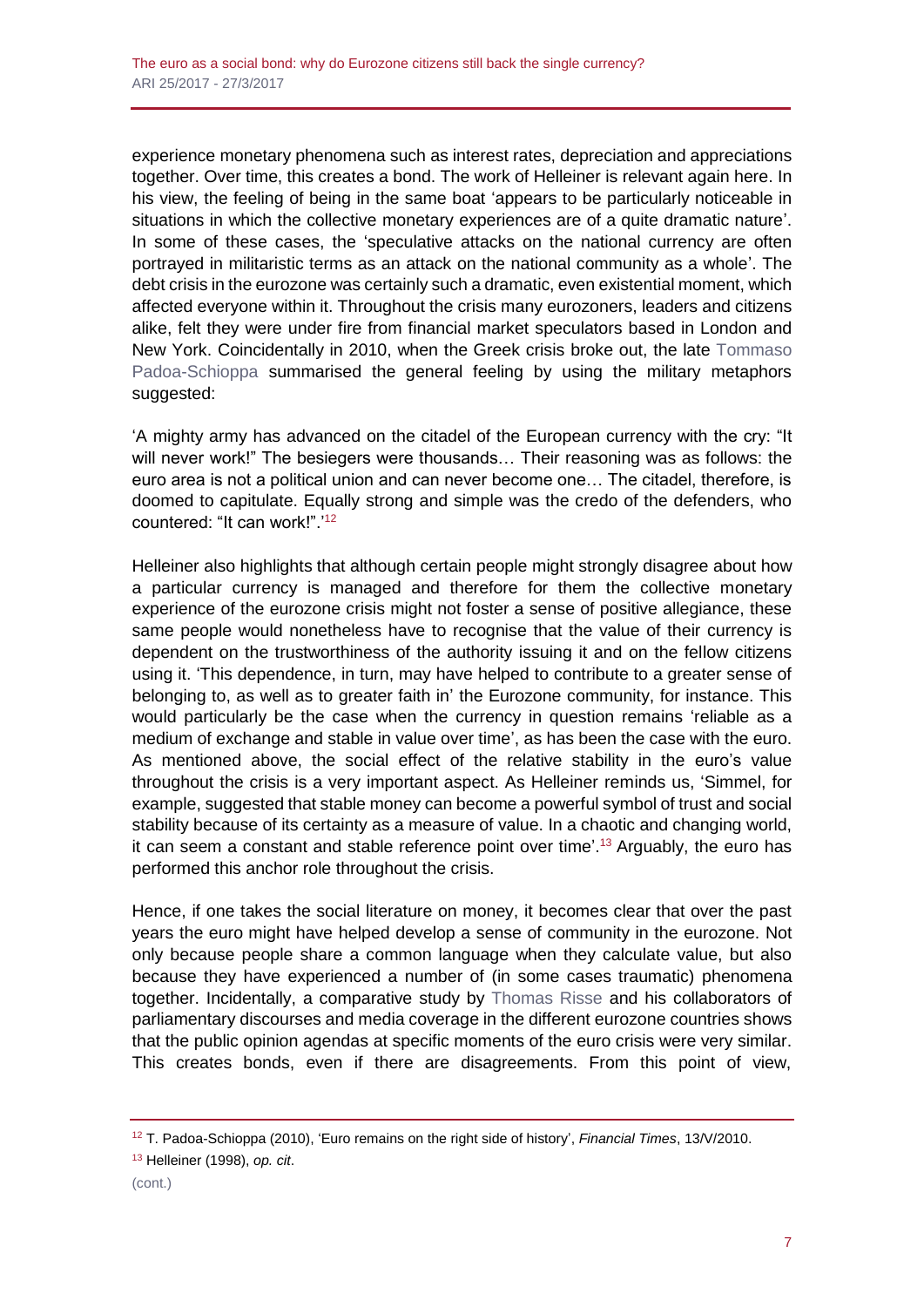experience monetary phenomena such as interest rates, depreciation and appreciations together. Over time, this creates a bond. The work of Helleiner is relevant again here. In his view, the feeling of being in the same boat 'appears to be particularly noticeable in situations in which the collective monetary experiences are of a quite dramatic nature'. In some of these cases, the 'speculative attacks on the national currency are often portrayed in militaristic terms as an attack on the national community as a whole'. The debt crisis in the eurozone was certainly such a dramatic, even existential moment, which affected everyone within it. Throughout the crisis many eurozoners, leaders and citizens alike, felt they were under fire from financial market speculators based in London and New York. Coincidentally in 2010, when the Greek crisis broke out, the late Tommaso Padoa-Schioppa summarised the general feeling by using the military metaphors suggested:

'A mighty army has advanced on the citadel of the European currency with the cry: "It will never work!" The besiegers were thousands… Their reasoning was as follows: the euro area is not a political union and can never become one… The citadel, therefore, is doomed to capitulate. Equally strong and simple was the credo of the defenders, who countered: "It can work!".'[12]

Helleiner also highlights that although certain people might strongly disagree about how a particular currency is managed and therefore for them the collective monetary experience of the eurozone crisis might not foster a sense of positive allegiance, these same people would nonetheless have to recognise that the value of their currency is dependent on the trustworthiness of the authority issuing it and on the fellow citizens using it. 'This dependence, in turn, may have helped to contribute to a greater sense of belonging to, as well as to greater faith in' the Eurozone community, for instance. This would particularly be the case when the currency in question remains 'reliable as a medium of exchange and stable in value over time', as has been the case with the euro. As mentioned above, the social effect of the relative stability in the euro's value throughout the crisis is a very important aspect. As Helleiner reminds us, 'Simmel, for example, suggested that stable money can become a powerful symbol of trust and social stability because of its certainty as a measure of value. In a chaotic and changing world, it can seem a constant and stable reference point over time'.[13] Arguably, the euro has performed this anchor role throughout the crisis.

Hence, if one takes the social literature on money, it becomes clear that over the past years the euro might have helped develop a sense of community in the eurozone. Not only because people share a common language when they calculate value, but also because they have experienced a number of (in some cases traumatic) phenomena together. Incidentally, a comparative study by Thomas Risse and his collaborators of parliamentary discourses and media coverage in the different eurozone countries shows that the public opinion agendas at specific moments of the euro crisis were very similar. This creates bonds, even if there are disagreements. From this point of view,

---

[12] T. Padoa-Schioppa (2010), 'Euro remains on the right side of history', *Financial Times*, 13/V/2010.

[13] Helleiner (1998), *op. cit*.

(cont.)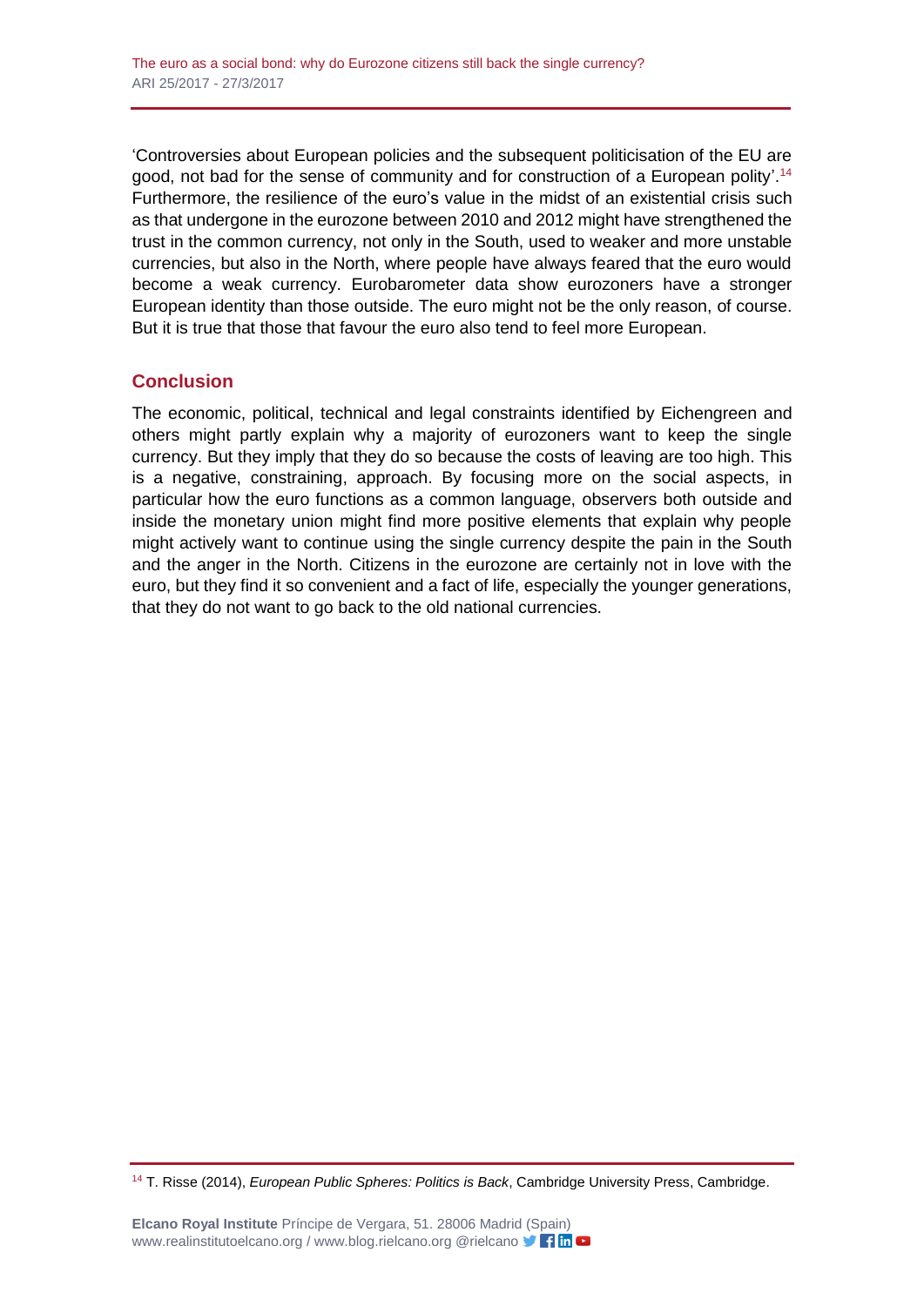'Controversies about European policies and the subsequent politicisation of the EU are good, not bad for the sense of community and for construction of a European polity'.[14] Furthermore, the resilience of the euro's value in the midst of an existential crisis such as that undergone in the eurozone between 2010 and 2012 might have strengthened the trust in the common currency, not only in the South, used to weaker and more unstable currencies, but also in the North, where people have always feared that the euro would become a weak currency. Eurobarometer data show eurozoners have a stronger European identity than those outside. The euro might not be the only reason, of course. But it is true that those that favour the euro also tend to feel more European.

## Conclusion

The economic, political, technical and legal constraints identified by Eichengreen and others might partly explain why a majority of eurozoners want to keep the single currency. But they imply that they do so because the costs of leaving are too high. This is a negative, constraining, approach. By focusing more on the social aspects, in particular how the euro functions as a common language, observers both outside and inside the monetary union might find more positive elements that explain why people might actively want to continue using the single currency despite the pain in the South and the anger in the North. Citizens in the eurozone are certainly not in love with the euro, but they find it so convenient and a fact of life, especially the younger generations, that they do not want to go back to the old national currencies.

[14] T. Risse (2014), *European Public Spheres: Politics is Back*, Cambridge University Press, Cambridge.